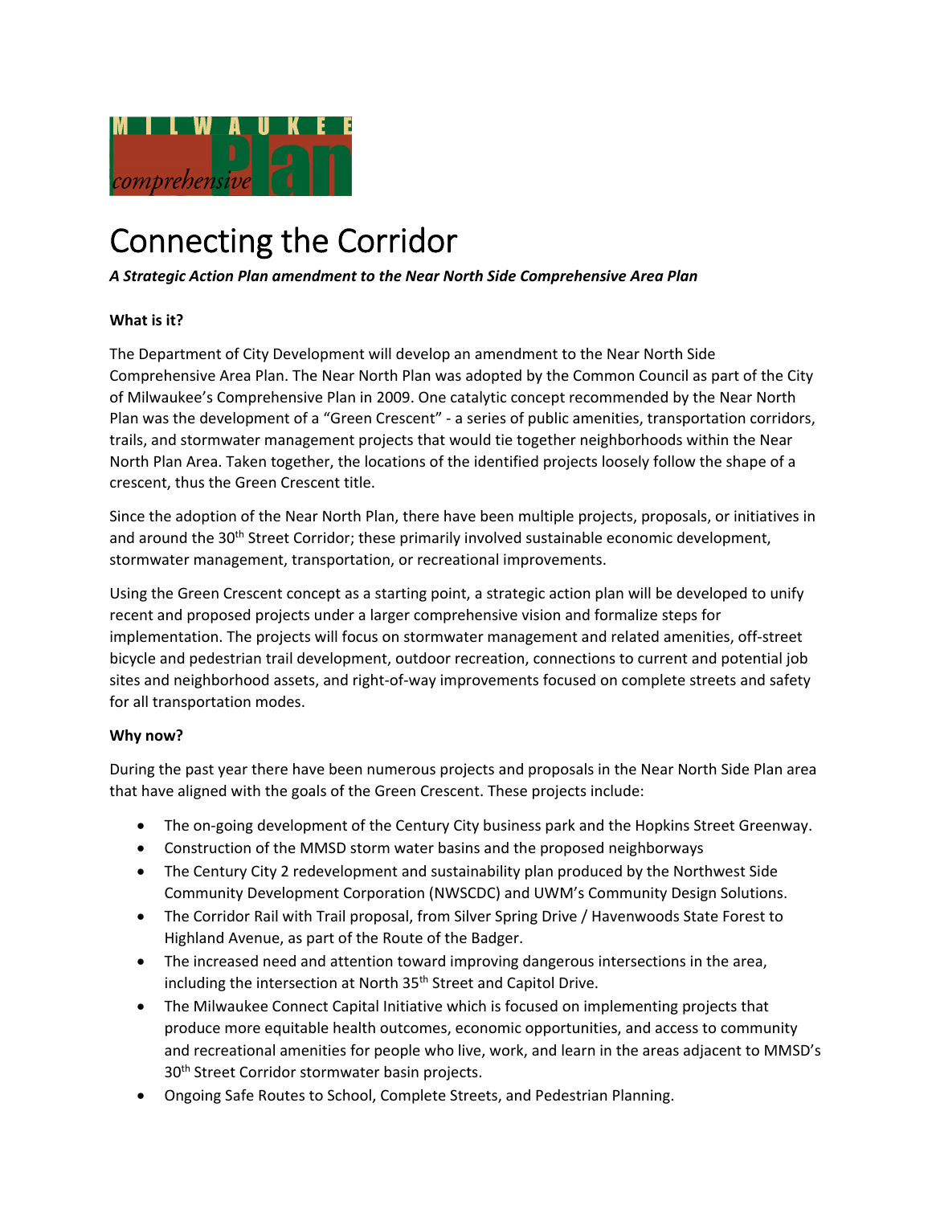MILWAUKEE comprehensive Plan

# Connecting the Corridor

***A Strategic Action Plan amendment to the Near North Side Comprehensive Area Plan***

**What is it?**

The Department of City Development will develop an amendment to the Near North Side Comprehensive Area Plan. The Near North Plan was adopted by the Common Council as part of the City of Milwaukee's Comprehensive Plan in 2009. One catalytic concept recommended by the Near North Plan was the development of a "Green Crescent" - a series of public amenities, transportation corridors, trails, and stormwater management projects that would tie together neighborhoods within the Near North Plan Area. Taken together, the locations of the identified projects loosely follow the shape of a crescent, thus the Green Crescent title.

Since the adoption of the Near North Plan, there have been multiple projects, proposals, or initiatives in and around the 30th Street Corridor; these primarily involved sustainable economic development, stormwater management, transportation, or recreational improvements.

Using the Green Crescent concept as a starting point, a strategic action plan will be developed to unify recent and proposed projects under a larger comprehensive vision and formalize steps for implementation. The projects will focus on stormwater management and related amenities, off-street bicycle and pedestrian trail development, outdoor recreation, connections to current and potential job sites and neighborhood assets, and right-of-way improvements focused on complete streets and safety for all transportation modes.

**Why now?**

During the past year there have been numerous projects and proposals in the Near North Side Plan area that have aligned with the goals of the Green Crescent. These projects include:

- The on-going development of the Century City business park and the Hopkins Street Greenway.
- Construction of the MMSD storm water basins and the proposed neighborways
- The Century City 2 redevelopment and sustainability plan produced by the Northwest Side Community Development Corporation (NWSCDC) and UWM's Community Design Solutions.
- The Corridor Rail with Trail proposal, from Silver Spring Drive / Havenwoods State Forest to Highland Avenue, as part of the Route of the Badger.
- The increased need and attention toward improving dangerous intersections in the area, including the intersection at North 35th Street and Capitol Drive.
- The Milwaukee Connect Capital Initiative which is focused on implementing projects that produce more equitable health outcomes, economic opportunities, and access to community and recreational amenities for people who live, work, and learn in the areas adjacent to MMSD's 30th Street Corridor stormwater basin projects.
- Ongoing Safe Routes to School, Complete Streets, and Pedestrian Planning.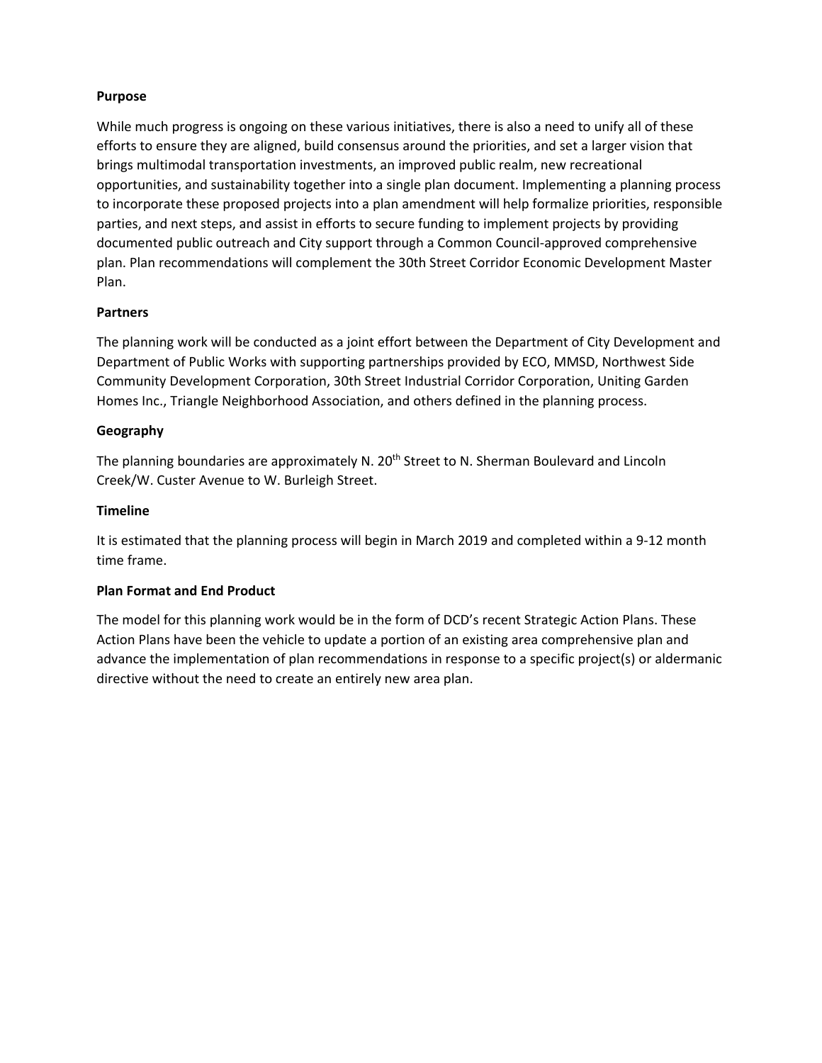**Purpose**

While much progress is ongoing on these various initiatives, there is also a need to unify all of these efforts to ensure they are aligned, build consensus around the priorities, and set a larger vision that brings multimodal transportation investments, an improved public realm, new recreational opportunities, and sustainability together into a single plan document. Implementing a planning process to incorporate these proposed projects into a plan amendment will help formalize priorities, responsible parties, and next steps, and assist in efforts to secure funding to implement projects by providing documented public outreach and City support through a Common Council-approved comprehensive plan. Plan recommendations will complement the 30th Street Corridor Economic Development Master Plan.

**Partners**

The planning work will be conducted as a joint effort between the Department of City Development and Department of Public Works with supporting partnerships provided by ECO, MMSD, Northwest Side Community Development Corporation, 30th Street Industrial Corridor Corporation, Uniting Garden Homes Inc., Triangle Neighborhood Association, and others defined in the planning process.

**Geography**

The planning boundaries are approximately N. 20th Street to N. Sherman Boulevard and Lincoln Creek/W. Custer Avenue to W. Burleigh Street.

**Timeline**

It is estimated that the planning process will begin in March 2019 and completed within a 9-12 month time frame.

**Plan Format and End Product**

The model for this planning work would be in the form of DCD's recent Strategic Action Plans. These Action Plans have been the vehicle to update a portion of an existing area comprehensive plan and advance the implementation of plan recommendations in response to a specific project(s) or aldermanic directive without the need to create an entirely new area plan.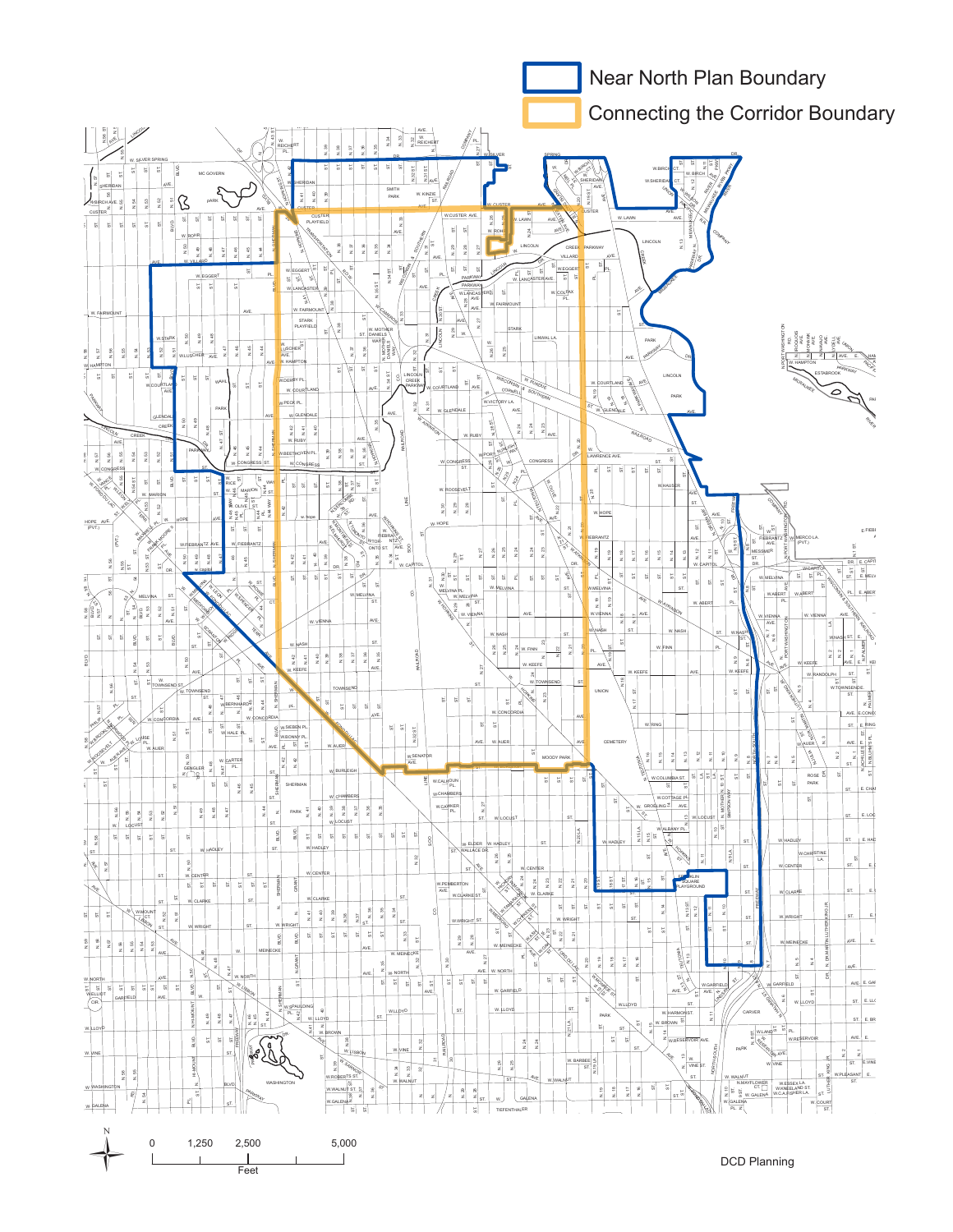Near North Plan Boundary

Connecting the Corridor Boundary

N

0 1,250 2,500 5,000

Feet

DCD Planning